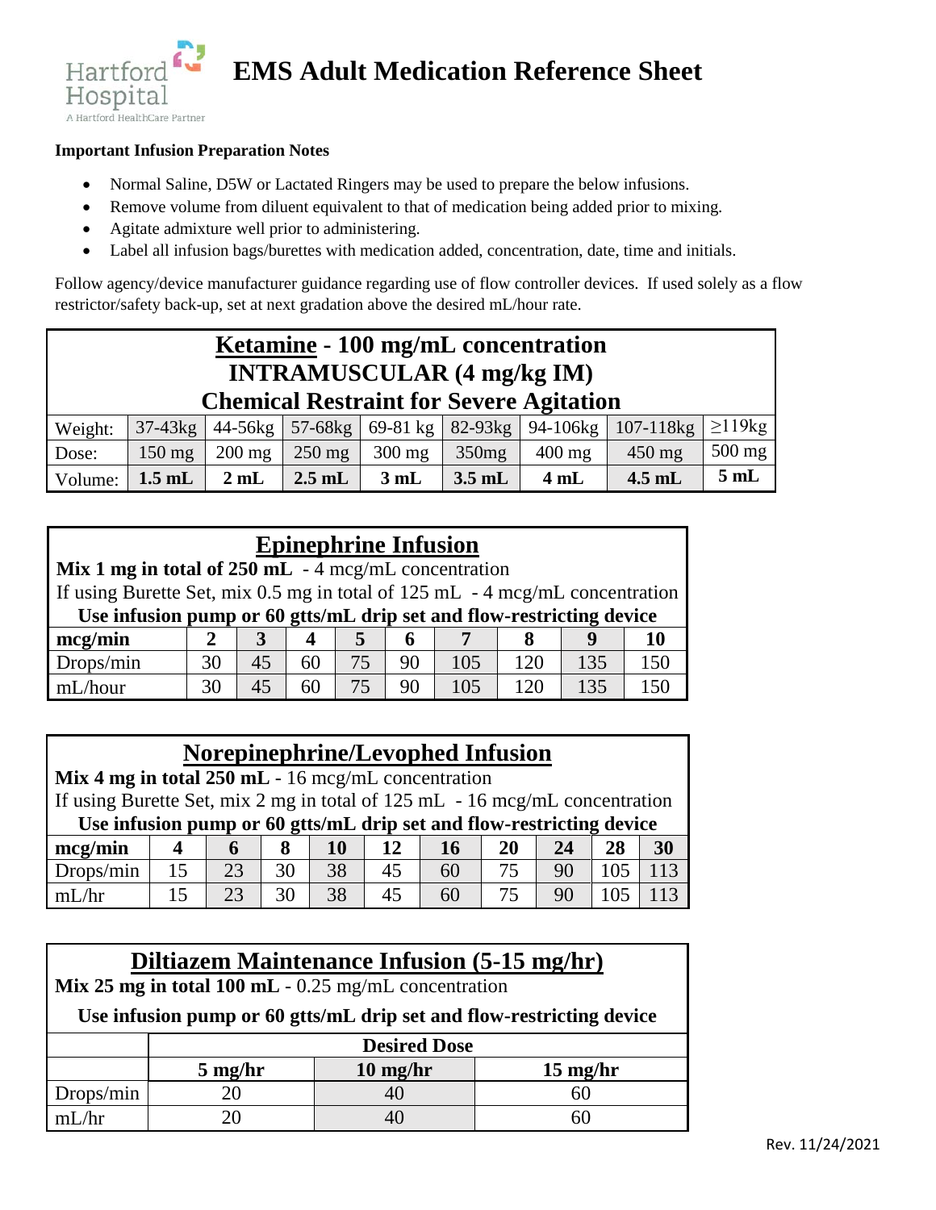# EMS Adult Medication Reference Sheet

**Important Infusion Preparation Notes**

- Normal Saline, D5W or Lactated Ringers may be used to prepare the below infusions.
- Remove volume from diluent equivalent to that of medication being added prior to mixing.
- Agitate admixture well prior to administering.
- Label all infusion bags/burettes with medication added, concentration, date, time and initials.

Follow agency/device manufacturer guidance regarding use of flow controller devices. If used solely as a flow restrictor/safety back-up, set at next gradation above the desired mL/hour rate.

## Ketamine - 100 mg/mL concentration
## INTRAMUSCULAR (4 mg/kg IM)
## Chemical Restraint for Severe Agitation

| Weight: | 37-43kg | 44-56kg | 57-68kg | 69-81 kg | 82-93kg | 94-106kg | 107-118kg | ≥119kg |
|---|---|---|---|---|---|---|---|---|
| Dose: | 150 mg | 200 mg | 250 mg | 300 mg | 350mg | 400 mg | 450 mg | 500 mg |
| Volume: | **1.5 mL** | **2 mL** | **2.5 mL** | **3 mL** | **3.5 mL** | **4 mL** | **4.5 mL** | **5 mL** |

## Epinephrine Infusion

**Mix 1 mg in total of 250 mL** - 4 mcg/mL concentration

If using Burette Set, mix 0.5 mg in total of 125 mL - 4 mcg/mL concentration

**Use infusion pump or 60 gtts/mL drip set and flow-restricting device**

| **mcg/min** | **2** | **3** | **4** | **5** | **6** | **7** | **8** | **9** | **10** |
|---|---|---|---|---|---|---|---|---|---|
| Drops/min | 30 | 45 | 60 | 75 | 90 | 105 | 120 | 135 | 150 |
| mL/hour | 30 | 45 | 60 | 75 | 90 | 105 | 120 | 135 | 150 |

## Norepinephrine/Levophed Infusion

**Mix 4 mg in total 250 mL** - 16 mcg/mL concentration

If using Burette Set, mix 2 mg in total of 125 mL - 16 mcg/mL concentration

**Use infusion pump or 60 gtts/mL drip set and flow-restricting device**

| **mcg/min** | **4** | **6** | **8** | **10** | **12** | **16** | **20** | **24** | **28** | **30** |
|---|---|---|---|---|---|---|---|---|---|---|
| Drops/min | 15 | 23 | 30 | 38 | 45 | 60 | 75 | 90 | 105 | 113 |
| mL/hr | 15 | 23 | 30 | 38 | 45 | 60 | 75 | 90 | 105 | 113 |

## Diltiazem Maintenance Infusion (5-15 mg/hr)

**Mix 25 mg in total 100 mL** - 0.25 mg/mL concentration

**Use infusion pump or 60 gtts/mL drip set and flow-restricting device**

| | **Desired Dose** | | |
|---|---|---|---|
| | **5 mg/hr** | **10 mg/hr** | **15 mg/hr** |
| Drops/min | 20 | 40 | 60 |
| mL/hr | 20 | 40 | 60 |

Rev. 11/24/2021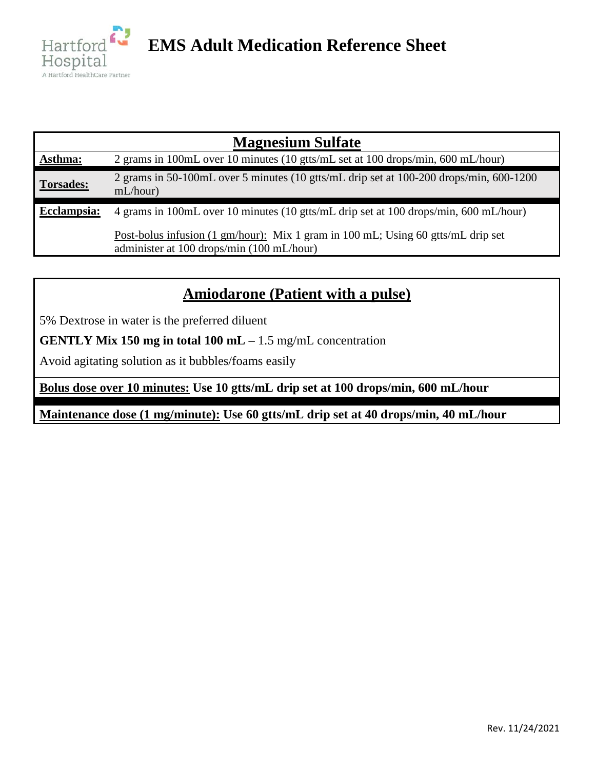# EMS Adult Medication Reference Sheet

## Magnesium Sulfate

| | |
|---|---|
| **Asthma:** | 2 grams in 100mL over 10 minutes (10 gtts/mL set at 100 drops/min, 600 mL/hour) |
| **Torsades:** | 2 grams in 50-100mL over 5 minutes (10 gtts/mL drip set at 100-200 drops/min, 600-1200 mL/hour) |
| **Ecclampsia:** | 4 grams in 100mL over 10 minutes (10 gtts/mL drip set at 100 drops/min, 600 mL/hour)<br><br>Post-bolus infusion (1 gm/hour): Mix 1 gram in 100 mL; Using 60 gtts/mL drip set administer at 100 drops/min (100 mL/hour) |

## Amiodarone (Patient with a pulse)

5% Dextrose in water is the preferred diluent

**GENTLY Mix 150 mg in total 100 mL** – 1.5 mg/mL concentration

Avoid agitating solution as it bubbles/foams easily

**Bolus dose over 10 minutes: Use 10 gtts/mL drip set at 100 drops/min, 600 mL/hour**

**Maintenance dose (1 mg/minute): Use 60 gtts/mL drip set at 40 drops/min, 40 mL/hour**

Rev. 11/24/2021